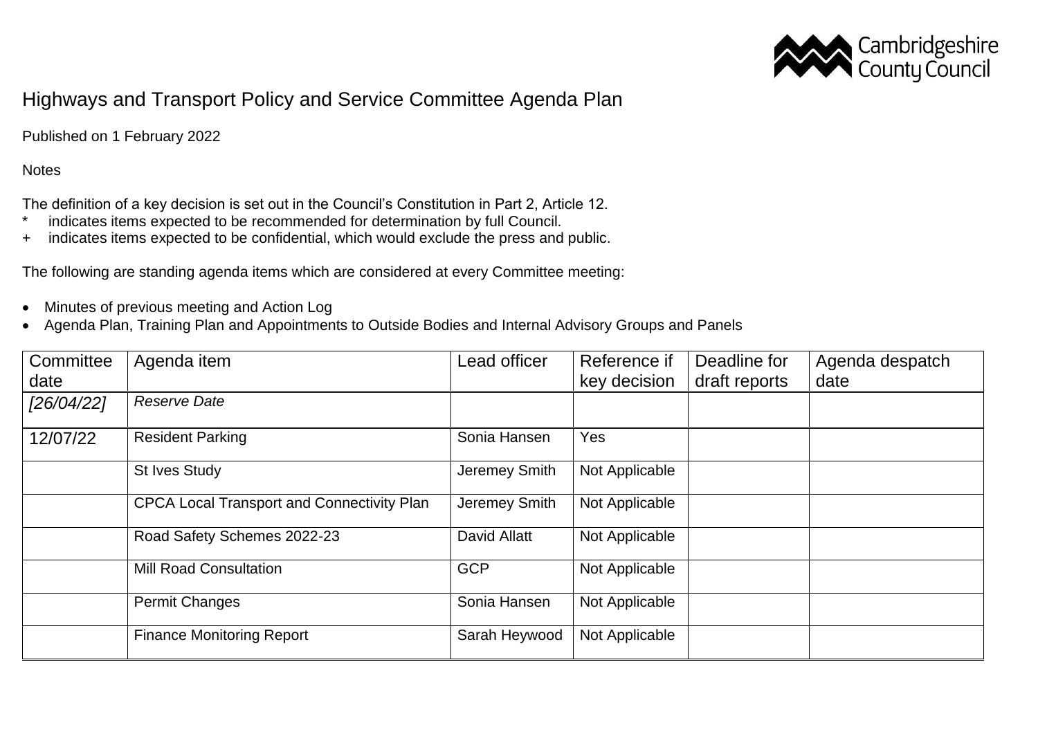# Highways and Transport Policy and Service Committee Agenda Plan

Published on 1 February 2022

Notes

The definition of a key decision is set out in the Council's Constitution in Part 2, Article 12.

- \* indicates items expected to be recommended for determination by full Council.
- \+ indicates items expected to be confidential, which would exclude the press and public.

The following are standing agenda items which are considered at every Committee meeting:

- Minutes of previous meeting and Action Log
- Agenda Plan, Training Plan and Appointments to Outside Bodies and Internal Advisory Groups and Panels

| Committee date | Agenda item | Lead officer | Reference if key decision | Deadline for draft reports | Agenda despatch date |
|---|---|---|---|---|---|
| *[26/04/22]* | *Reserve Date* | | | | |
| 12/07/22 | Resident Parking | Sonia Hansen | Yes | | |
| | St Ives Study | Jeremey Smith | Not Applicable | | |
| | CPCA Local Transport and Connectivity Plan | Jeremey Smith | Not Applicable | | |
| | Road Safety Schemes 2022-23 | David Allatt | Not Applicable | | |
| | Mill Road Consultation | GCP | Not Applicable | | |
| | Permit Changes | Sonia Hansen | Not Applicable | | |
| | Finance Monitoring Report | Sarah Heywood | Not Applicable | | |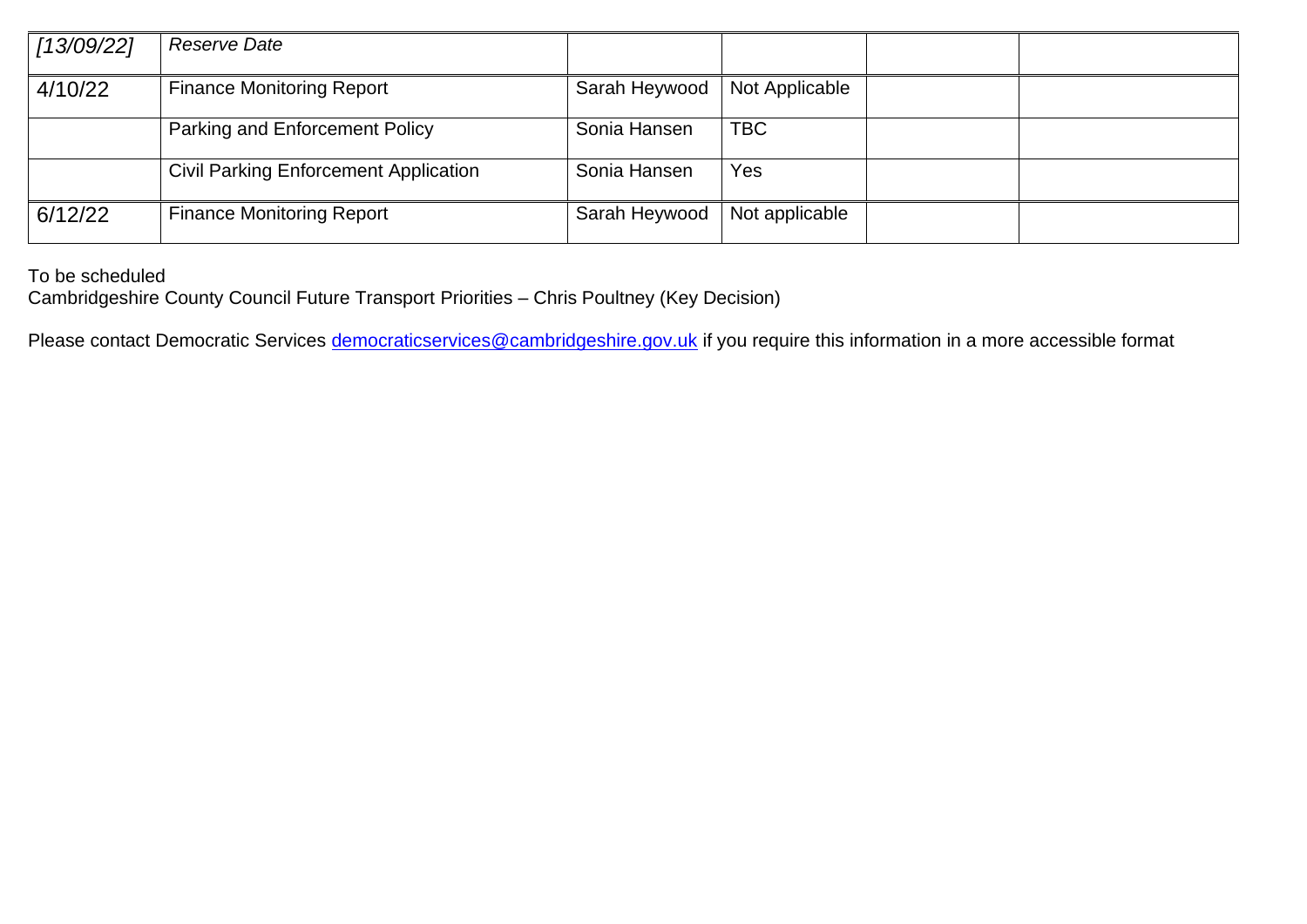| | | | | | |
|---|---|---|---|---|---|
| *[13/09/22]* | *Reserve Date* | | | | |
| 4/10/22 | Finance Monitoring Report | Sarah Heywood | Not Applicable | | |
| | Parking and Enforcement Policy | Sonia Hansen | TBC | | |
| | Civil Parking Enforcement Application | Sonia Hansen | Yes | | |
| 6/12/22 | Finance Monitoring Report | Sarah Heywood | Not applicable | | |

To be scheduled
Cambridgeshire County Council Future Transport Priorities – Chris Poultney (Key Decision)

Please contact Democratic Services democraticservices@cambridgeshire.gov.uk if you require this information in a more accessible format